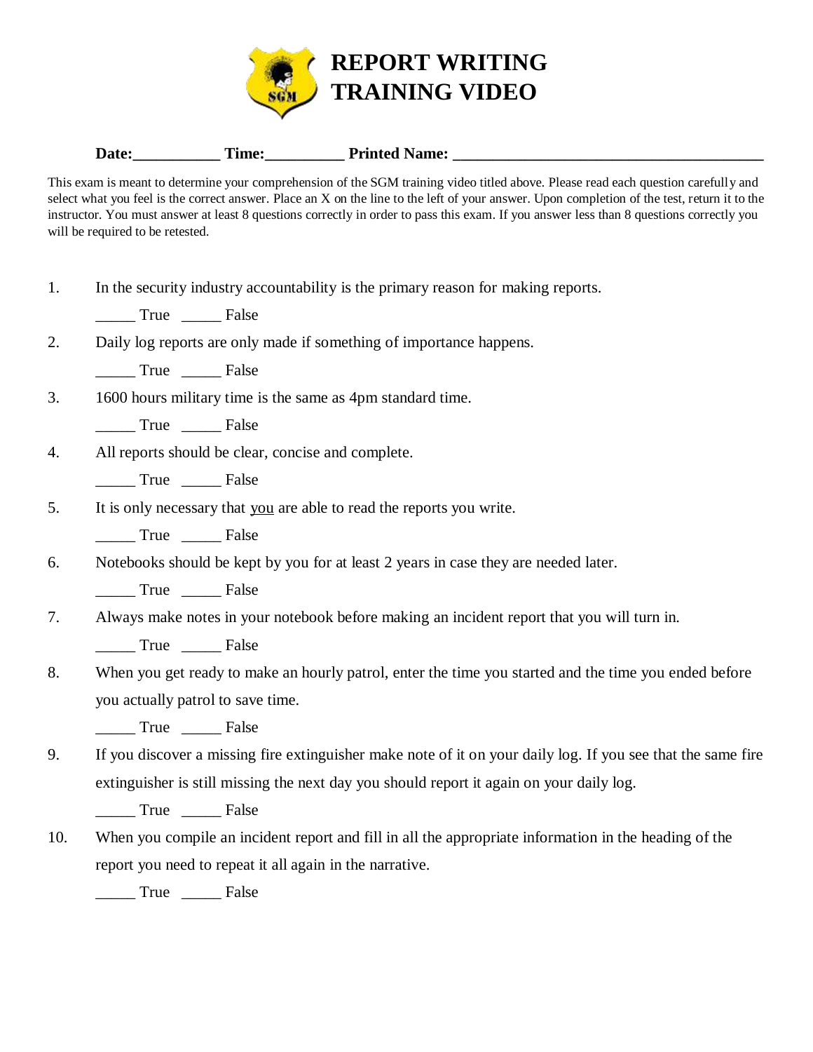# REPORT WRITING TRAINING VIDEO

**Date:___________ Time:__________ Printed Name: ________________________________________**

This exam is meant to determine your comprehension of the SGM training video titled above. Please read each question carefully and select what you feel is the correct answer. Place an X on the line to the left of your answer. Upon completion of the test, return it to the instructor. You must answer at least 8 questions correctly in order to pass this exam. If you answer less than 8 questions correctly you will be required to be retested.

1. In the security industry accountability is the primary reason for making reports.

   _____ True _____ False

2. Daily log reports are only made if something of importance happens.

   _____ True _____ False

3. 1600 hours military time is the same as 4pm standard time.

   _____ True _____ False

4. All reports should be clear, concise and complete.

   _____ True _____ False

5. It is only necessary that you are able to read the reports you write.

   _____ True _____ False

6. Notebooks should be kept by you for at least 2 years in case they are needed later.

   _____ True _____ False

7. Always make notes in your notebook before making an incident report that you will turn in.

   _____ True _____ False

8. When you get ready to make an hourly patrol, enter the time you started and the time you ended before you actually patrol to save time.

   _____ True _____ False

9. If you discover a missing fire extinguisher make note of it on your daily log. If you see that the same fire extinguisher is still missing the next day you should report it again on your daily log.

   _____ True _____ False

10. When you compile an incident report and fill in all the appropriate information in the heading of the report you need to repeat it all again in the narrative.

    _____ True _____ False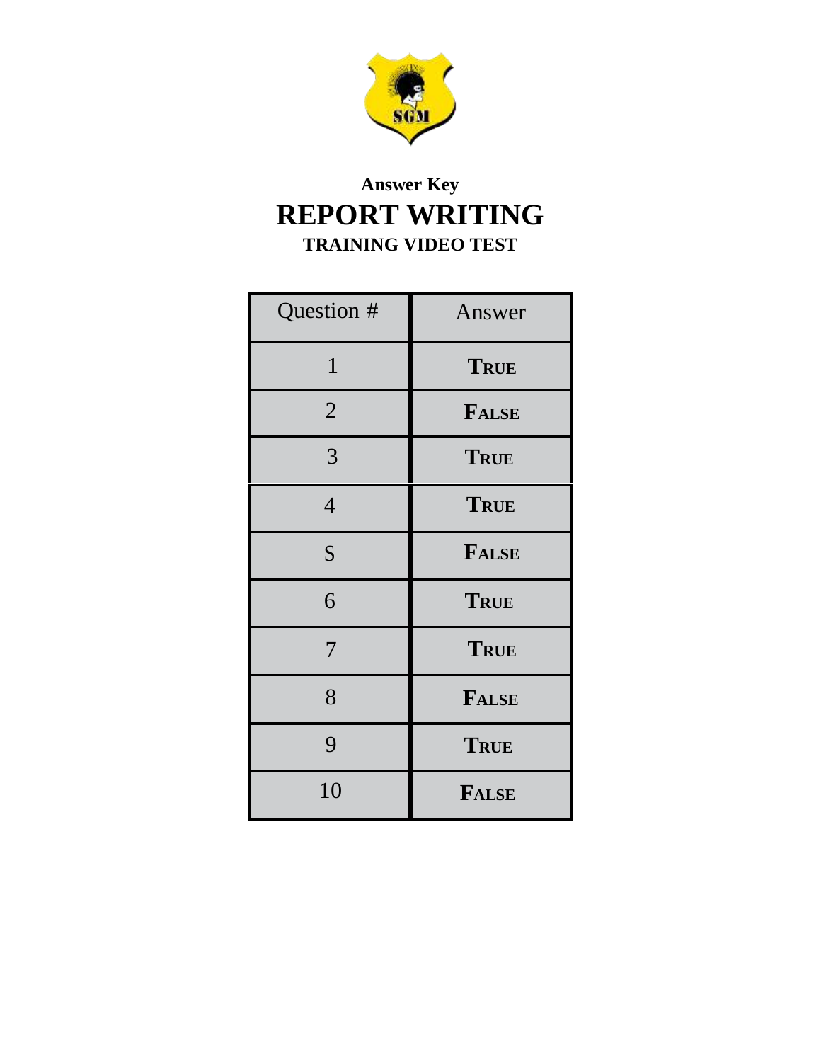**Answer Key**

# REPORT WRITING

**TRAINING VIDEO TEST**

| Question # | Answer |
|---|---|
| 1 | **TRUE** |
| 2 | **FALSE** |
| 3 | **TRUE** |
| 4 | **TRUE** |
| S | **FALSE** |
| 6 | **TRUE** |
| 7 | **TRUE** |
| 8 | **FALSE** |
| 9 | **TRUE** |
| 10 | **FALSE** |